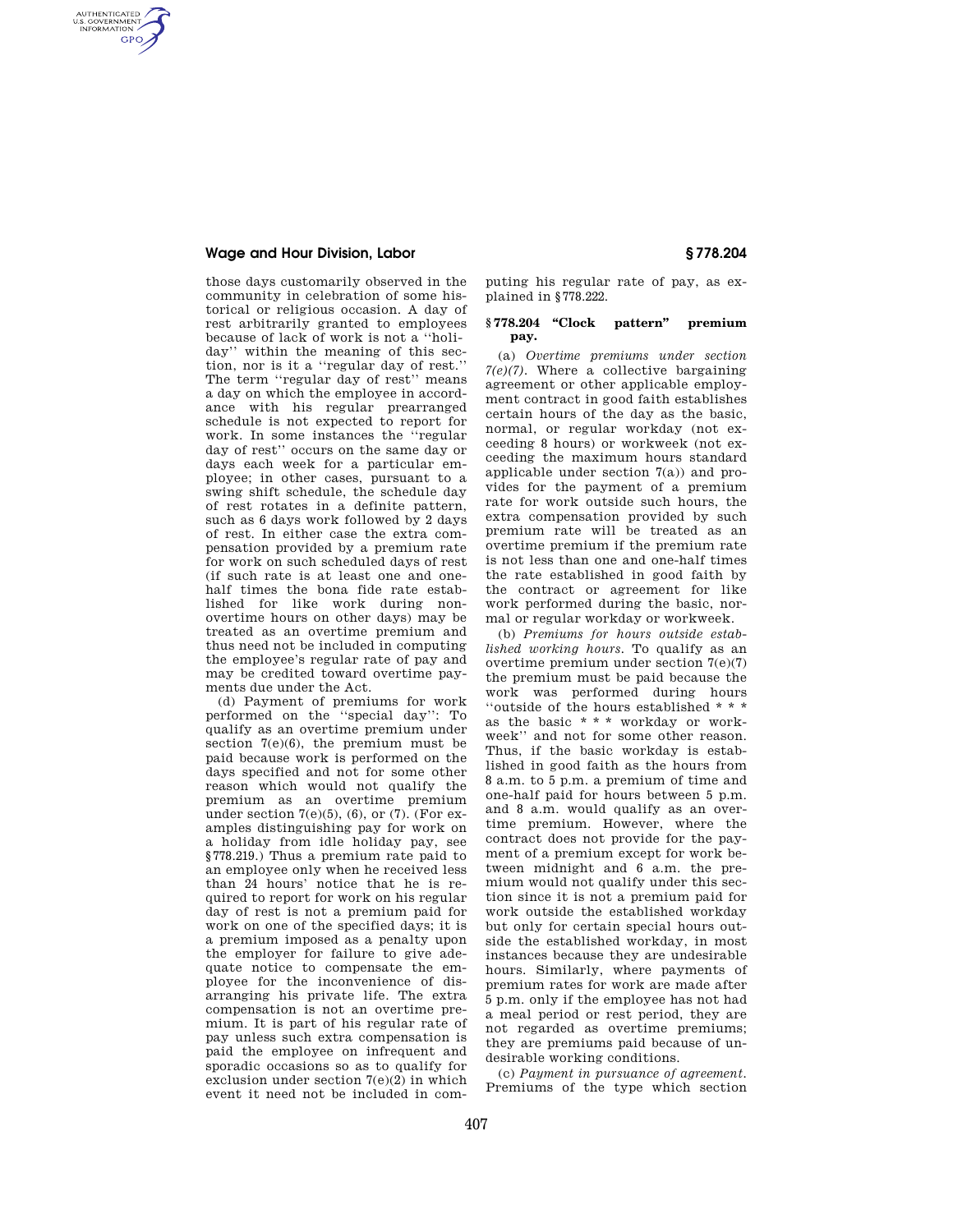those days customarily observed in the community in celebration of some historical or religious occasion. A day of rest arbitrarily granted to employees because of lack of work is not a ''holiday'' within the meaning of this section, nor is it a ''regular day of rest.'' The term ''regular day of rest'' means a day on which the employee in accordance with his regular prearranged schedule is not expected to report for work. In some instances the ''regular day of rest'' occurs on the same day or days each week for a particular employee; in other cases, pursuant to a swing shift schedule, the schedule day of rest rotates in a definite pattern, such as 6 days work followed by 2 days of rest. In either case the extra compensation provided by a premium rate for work on such scheduled days of rest (if such rate is at least one and one-half times the bona fide rate established for like work during nonovertime hours on other days) may be treated as an overtime premium and thus need not be included in computing the employee's regular rate of pay and may be credited toward overtime payments due under the Act.

(d) Payment of premiums for work performed on the ''special day'': To qualify as an overtime premium under section 7(e)(6), the premium must be paid because work is performed on the days specified and not for some other reason which would not qualify the premium as an overtime premium under section 7(e)(5), (6), or (7). (For examples distinguishing pay for work on a holiday from idle holiday pay, see §778.219.) Thus a premium rate paid to an employee only when he received less than 24 hours' notice that he is required to report for work on his regular day of rest is not a premium paid for work on one of the specified days; it is a premium imposed as a penalty upon the employer for failure to give adequate notice to compensate the employee for the inconvenience of disarranging his private life. The extra compensation is not an overtime premium. It is part of his regular rate of pay unless such extra compensation is paid the employee on infrequent and sporadic occasions so as to qualify for exclusion under section 7(e)(2) in which event it need not be included in computing his regular rate of pay, as explained in §778.222.

## §778.204 ''Clock pattern'' premium pay.

(a) *Overtime premiums under section 7(e)(7).* Where a collective bargaining agreement or other applicable employment contract in good faith establishes certain hours of the day as the basic, normal, or regular workday (not exceeding 8 hours) or workweek (not exceeding the maximum hours standard applicable under section 7(a)) and provides for the payment of a premium rate for work outside such hours, the extra compensation provided by such premium rate will be treated as an overtime premium if the premium rate is not less than one and one-half times the rate established in good faith by the contract or agreement for like work performed during the basic, normal or regular workday or workweek.

(b) *Premiums for hours outside established working hours.* To qualify as an overtime premium under section 7(e)(7) the premium must be paid because the work was performed during hours ''outside of the hours established * * * as the basic * * * workday or workweek'' and not for some other reason. Thus, if the basic workday is established in good faith as the hours from 8 a.m. to 5 p.m. a premium of time and one-half paid for hours between 5 p.m. and 8 a.m. would qualify as an overtime premium. However, where the contract does not provide for the payment of a premium except for work between midnight and 6 a.m. the premium would not qualify under this section since it is not a premium paid for work outside the established workday but only for certain special hours outside the established workday, in most instances because they are undesirable hours. Similarly, where payments of premium rates for work are made after 5 p.m. only if the employee has not had a meal period or rest period, they are not regarded as overtime premiums; they are premiums paid because of undesirable working conditions.

(c) *Payment in pursuance of agreement.* Premiums of the type which section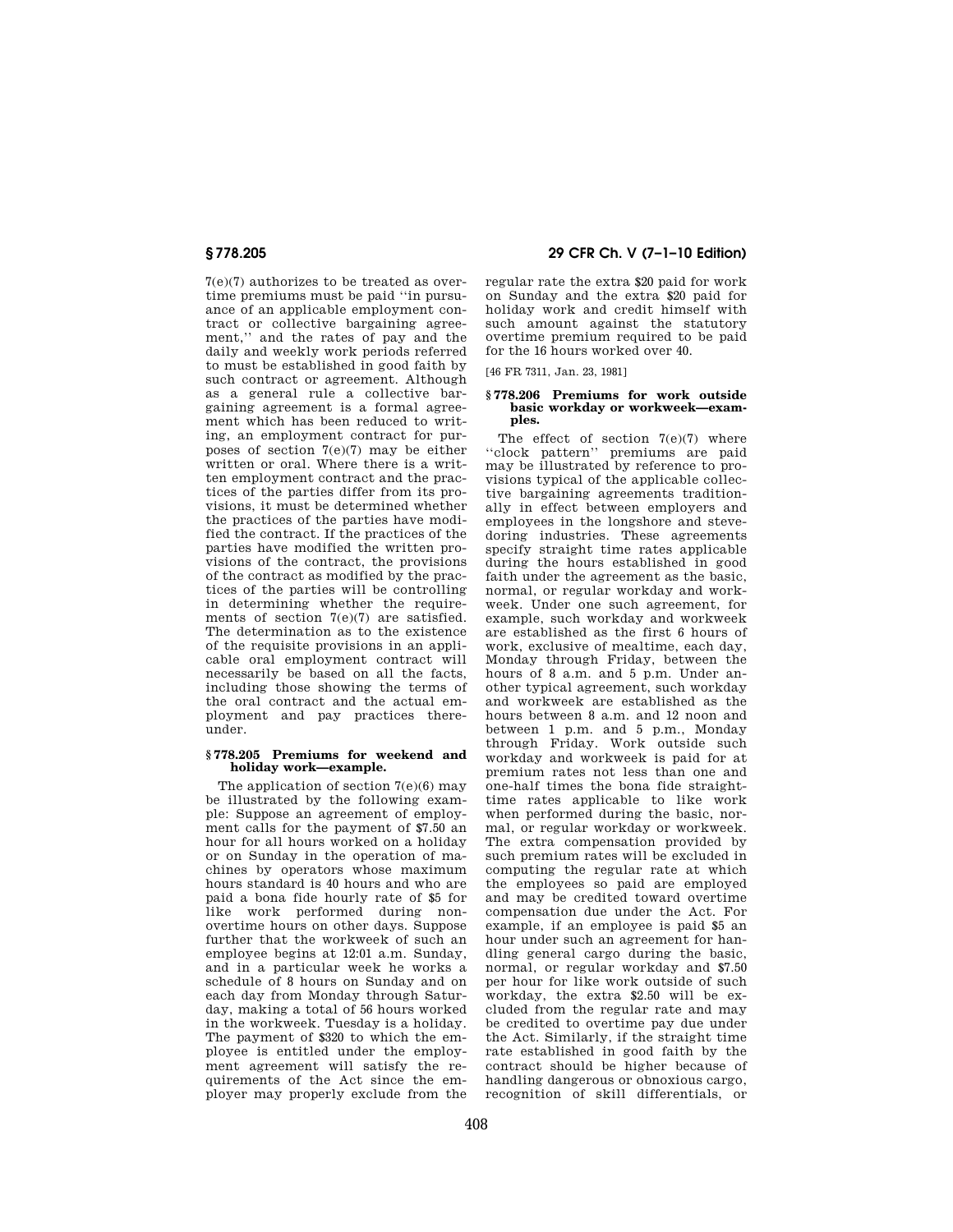7(e)(7) authorizes to be treated as overtime premiums must be paid "in pursuance of an applicable employment contract or collective bargaining agreement," and the rates of pay and the daily and weekly work periods referred to must be established in good faith by such contract or agreement. Although as a general rule a collective bargaining agreement is a formal agreement which has been reduced to writing, an employment contract for purposes of section 7(e)(7) may be either written or oral. Where there is a written employment contract and the practices of the parties differ from its provisions, it must be determined whether the practices of the parties have modified the contract. If the practices of the parties have modified the written provisions of the contract, the provisions of the contract as modified by the practices of the parties will be controlling in determining whether the requirements of section 7(e)(7) are satisfied. The determination as to the existence of the requisite provisions in an applicable oral employment contract will necessarily be based on all the facts, including those showing the terms of the oral contract and the actual employment and pay practices thereunder.

### § 778.205 Premiums for weekend and holiday work—example.

The application of section 7(e)(6) may be illustrated by the following example: Suppose an agreement of employment calls for the payment of $7.50 an hour for all hours worked on a holiday or on Sunday in the operation of machines by operators whose maximum hours standard is 40 hours and who are paid a bona fide hourly rate of $5 for like work performed during nonovertime hours on other days. Suppose further that the workweek of such an employee begins at 12:01 a.m. Sunday, and in a particular week he works a schedule of 8 hours on Sunday and on each day from Monday through Saturday, making a total of 56 hours worked in the workweek. Tuesday is a holiday. The payment of $320 to which the employee is entitled under the employment agreement will satisfy the requirements of the Act since the employer may properly exclude from the regular rate the extra $20 paid for work on Sunday and the extra $20 paid for holiday work and credit himself with such amount against the statutory overtime premium required to be paid for the 16 hours worked over 40.

[46 FR 7311, Jan. 23, 1981]

### § 778.206 Premiums for work outside basic workday or workweek—examples.

The effect of section 7(e)(7) where "clock pattern" premiums are paid may be illustrated by reference to provisions typical of the applicable collective bargaining agreements traditionally in effect between employers and employees in the longshore and stevedoring industries. These agreements specify straight time rates applicable during the hours established in good faith under the agreement as the basic, normal, or regular workday and workweek. Under one such agreement, for example, such workday and workweek are established as the first 6 hours of work, exclusive of mealtime, each day, Monday through Friday, between the hours of 8 a.m. and 5 p.m. Under another typical agreement, such workday and workweek are established as the hours between 8 a.m. and 12 noon and between 1 p.m. and 5 p.m., Monday through Friday. Work outside such workday and workweek is paid for at premium rates not less than one and one-half times the bona fide straight-time rates applicable to like work when performed during the basic, normal, or regular workday or workweek. The extra compensation provided by such premium rates will be excluded in computing the regular rate at which the employees so paid are employed and may be credited toward overtime compensation due under the Act. For example, if an employee is paid $5 an hour under such an agreement for handling general cargo during the basic, normal, or regular workday and $7.50 per hour for like work outside of such workday, the extra $2.50 will be excluded from the regular rate and may be credited to overtime pay due under the Act. Similarly, if the straight time rate established in good faith by the contract should be higher because of handling dangerous or obnoxious cargo, recognition of skill differentials, or